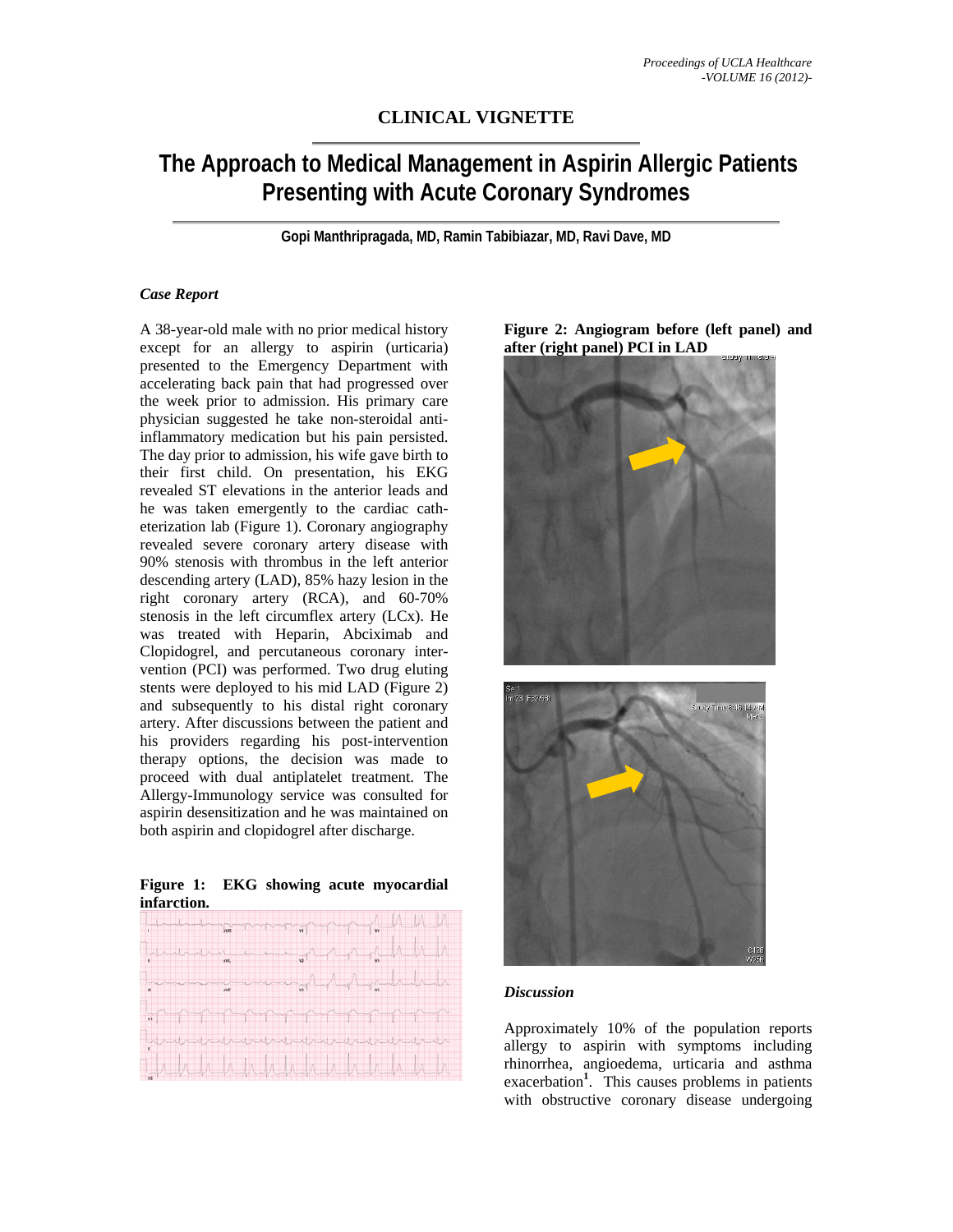## CLINICAL VIGNETTE

# The Approach to Medical Management in Aspirin Allergic Patients Presenting with Acute Coronary Syndromes

**Gopi Manthripragada, MD, Ramin Tabibiazar, MD, Ravi Dave, MD**

### *Case Report*

A 38-year-old male with no prior medical history except for an allergy to aspirin (urticaria) presented to the Emergency Department with accelerating back pain that had progressed over the week prior to admission. His primary care physician suggested he take non-steroidal anti-inflammatory medication but his pain persisted. The day prior to admission, his wife gave birth to their first child. On presentation, his EKG revealed ST elevations in the anterior leads and he was taken emergently to the cardiac catheterization lab (Figure 1). Coronary angiography revealed severe coronary artery disease with 90% stenosis with thrombus in the left anterior descending artery (LAD), 85% hazy lesion in the right coronary artery (RCA), and 60-70% stenosis in the left circumflex artery (LCx). He was treated with Heparin, Abciximab and Clopidogrel, and percutaneous coronary intervention (PCI) was performed. Two drug eluting stents were deployed to his mid LAD (Figure 2) and subsequently to his distal right coronary artery. After discussions between the patient and his providers regarding his post-intervention therapy options, the decision was made to proceed with dual antiplatelet treatment. The Allergy-Immunology service was consulted for aspirin desensitization and he was maintained on both aspirin and clopidogrel after discharge.

**Figure 1: EKG showing acute myocardial infarction.**

**Figure 2: Angiogram before (left panel) and after (right panel) PCI in LAD**

### *Discussion*

Approximately 10% of the population reports allergy to aspirin with symptoms including rhinorrhea, angioedema, urticaria and asthma exacerbation[1]. This causes problems in patients with obstructive coronary disease undergoing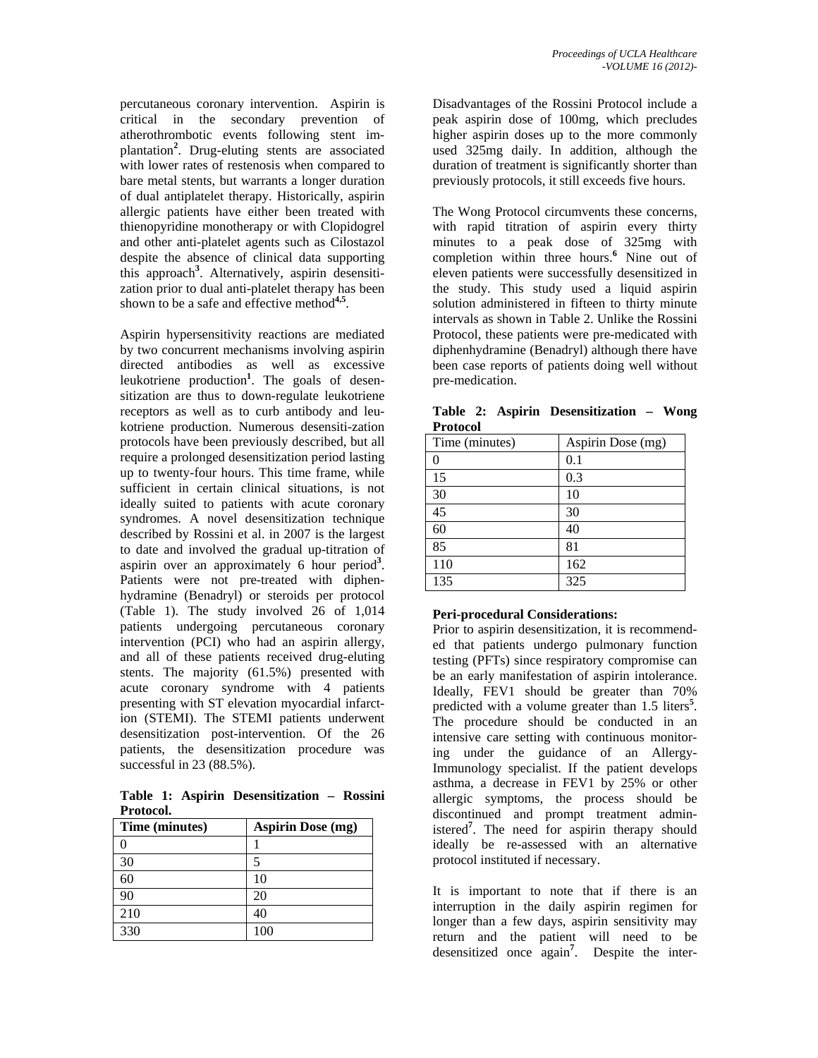percutaneous coronary intervention. Aspirin is critical in the secondary prevention of atherothrombotic events following stent implantation[2]. Drug-eluting stents are associated with lower rates of restenosis when compared to bare metal stents, but warrants a longer duration of dual antiplatelet therapy. Historically, aspirin allergic patients have either been treated with thienopyridine monotherapy or with Clopidogrel and other anti-platelet agents such as Cilostazol despite the absence of clinical data supporting this approach[3]. Alternatively, aspirin desensitization prior to dual anti-platelet therapy has been shown to be a safe and effective method[4,5].

Aspirin hypersensitivity reactions are mediated by two concurrent mechanisms involving aspirin directed antibodies as well as excessive leukotriene production[1]. The goals of desensitization are thus to down-regulate leukotriene receptors as well as to curb antibody and leukotriene production. Numerous desensiti-zation protocols have been previously described, but all require a prolonged desensitization period lasting up to twenty-four hours. This time frame, while sufficient in certain clinical situations, is not ideally suited to patients with acute coronary syndromes. A novel desensitization technique described by Rossini et al. in 2007 is the largest to date and involved the gradual up-titration of aspirin over an approximately 6 hour period[3]. Patients were not pre-treated with diphenhydramine (Benadryl) or steroids per protocol (Table 1). The study involved 26 of 1,014 patients undergoing percutaneous coronary intervention (PCI) who had an aspirin allergy, and all of these patients received drug-eluting stents. The majority (61.5%) presented with acute coronary syndrome with 4 patients presenting with ST elevation myocardial infarction (STEMI). The STEMI patients underwent desensitization post-intervention. Of the 26 patients, the desensitization procedure was successful in 23 (88.5%).

**Table 1: Aspirin Desensitization – Rossini Protocol.**

| Time (minutes) | Aspirin Dose (mg) |
|---|---|
| 0 | 1 |
| 30 | 5 |
| 60 | 10 |
| 90 | 20 |
| 210 | 40 |
| 330 | 100 |

Disadvantages of the Rossini Protocol include a peak aspirin dose of 100mg, which precludes higher aspirin doses up to the more commonly used 325mg daily. In addition, although the duration of treatment is significantly shorter than previously protocols, it still exceeds five hours.

The Wong Protocol circumvents these concerns, with rapid titration of aspirin every thirty minutes to a peak dose of 325mg with completion within three hours.[6] Nine out of eleven patients were successfully desensitized in the study. This study used a liquid aspirin solution administered in fifteen to thirty minute intervals as shown in Table 2. Unlike the Rossini Protocol, these patients were pre-medicated with diphenhydramine (Benadryl) although there have been case reports of patients doing well without pre-medication.

**Table 2: Aspirin Desensitization – Wong Protocol**

| Time (minutes) | Aspirin Dose (mg) |
|---|---|
| 0 | 0.1 |
| 15 | 0.3 |
| 30 | 10 |
| 45 | 30 |
| 60 | 40 |
| 85 | 81 |
| 110 | 162 |
| 135 | 325 |

**Peri-procedural Considerations:**

Prior to aspirin desensitization, it is recommended that patients undergo pulmonary function testing (PFTs) since respiratory compromise can be an early manifestation of aspirin intolerance. Ideally, FEV1 should be greater than 70% predicted with a volume greater than 1.5 liters[5]. The procedure should be conducted in an intensive care setting with continuous monitoring under the guidance of an Allergy-Immunology specialist. If the patient develops asthma, a decrease in FEV1 by 25% or other allergic symptoms, the process should be discontinued and prompt treatment administered[7]. The need for aspirin therapy should ideally be re-assessed with an alternative protocol instituted if necessary.

It is important to note that if there is an interruption in the daily aspirin regimen for longer than a few days, aspirin sensitivity may return and the patient will need to be desensitized once again[7]. Despite the inter-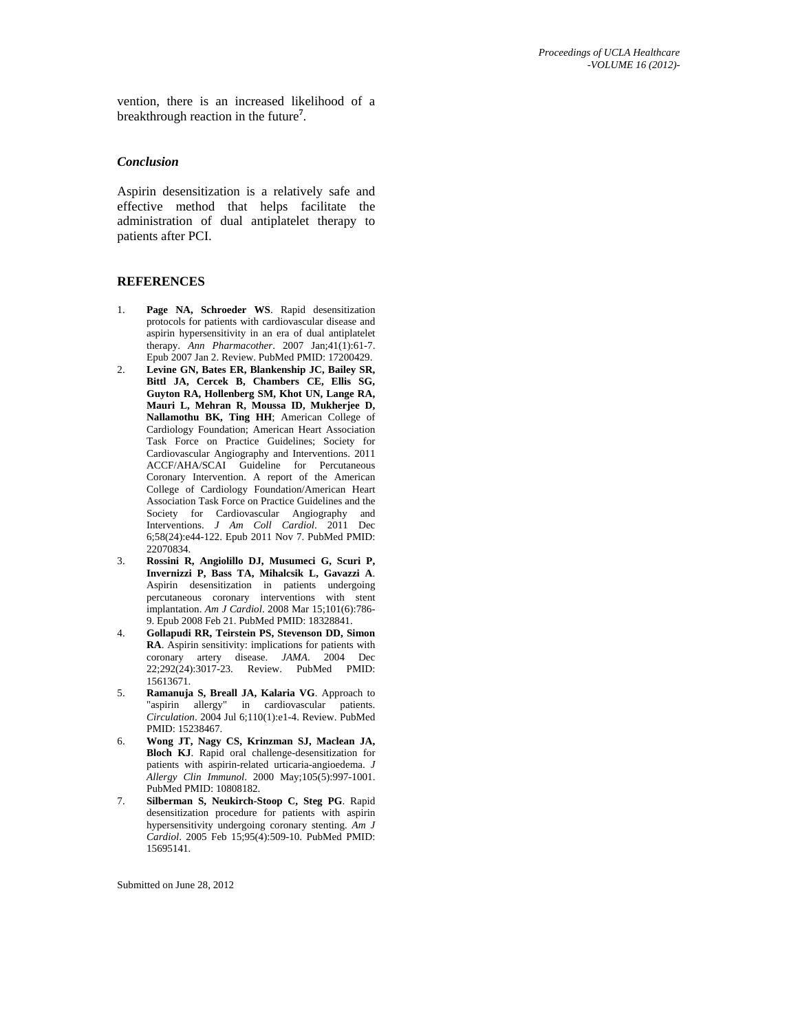vention, there is an increased likelihood of a breakthrough reaction in the future[7].

### *Conclusion*

Aspirin desensitization is a relatively safe and effective method that helps facilitate the administration of dual antiplatelet therapy to patients after PCI.

## REFERENCES

1. **Page NA, Schroeder WS**. Rapid desensitization protocols for patients with cardiovascular disease and aspirin hypersensitivity in an era of dual antiplatelet therapy. *Ann Pharmacother*. 2007 Jan;41(1):61-7. Epub 2007 Jan 2. Review. PubMed PMID: 17200429.
2. **Levine GN, Bates ER, Blankenship JC, Bailey SR, Bittl JA, Cercek B, Chambers CE, Ellis SG, Guyton RA, Hollenberg SM, Khot UN, Lange RA, Mauri L, Mehran R, Moussa ID, Mukherjee D, Nallamothu BK, Ting HH**; American College of Cardiology Foundation; American Heart Association Task Force on Practice Guidelines; Society for Cardiovascular Angiography and Interventions. 2011 ACCF/AHA/SCAI Guideline for Percutaneous Coronary Intervention. A report of the American College of Cardiology Foundation/American Heart Association Task Force on Practice Guidelines and the Society for Cardiovascular Angiography and Interventions. *J Am Coll Cardiol*. 2011 Dec 6;58(24):e44-122. Epub 2011 Nov 7. PubMed PMID: 22070834.
3. **Rossini R, Angiolillo DJ, Musumeci G, Scuri P, Invernizzi P, Bass TA, Mihalcsik L, Gavazzi A**. Aspirin desensitization in patients undergoing percutaneous coronary interventions with stent implantation. *Am J Cardiol*. 2008 Mar 15;101(6):786-9. Epub 2008 Feb 21. PubMed PMID: 18328841.
4. **Gollapudi RR, Teirstein PS, Stevenson DD, Simon RA**. Aspirin sensitivity: implications for patients with coronary artery disease. *JAMA*. 2004 Dec 22;292(24):3017-23. Review. PubMed PMID: 15613671.
5. **Ramanuja S, Breall JA, Kalaria VG**. Approach to "aspirin allergy" in cardiovascular patients. *Circulation*. 2004 Jul 6;110(1):e1-4. Review. PubMed PMID: 15238467.
6. **Wong JT, Nagy CS, Krinzman SJ, Maclean JA, Bloch KJ**. Rapid oral challenge-desensitization for patients with aspirin-related urticaria-angioedema. *J Allergy Clin Immunol*. 2000 May;105(5):997-1001. PubMed PMID: 10808182.
7. **Silberman S, Neukirch-Stoop C, Steg PG**. Rapid desensitization procedure for patients with aspirin hypersensitivity undergoing coronary stenting. *Am J Cardiol*. 2005 Feb 15;95(4):509-10. PubMed PMID: 15695141.

Submitted on June 28, 2012